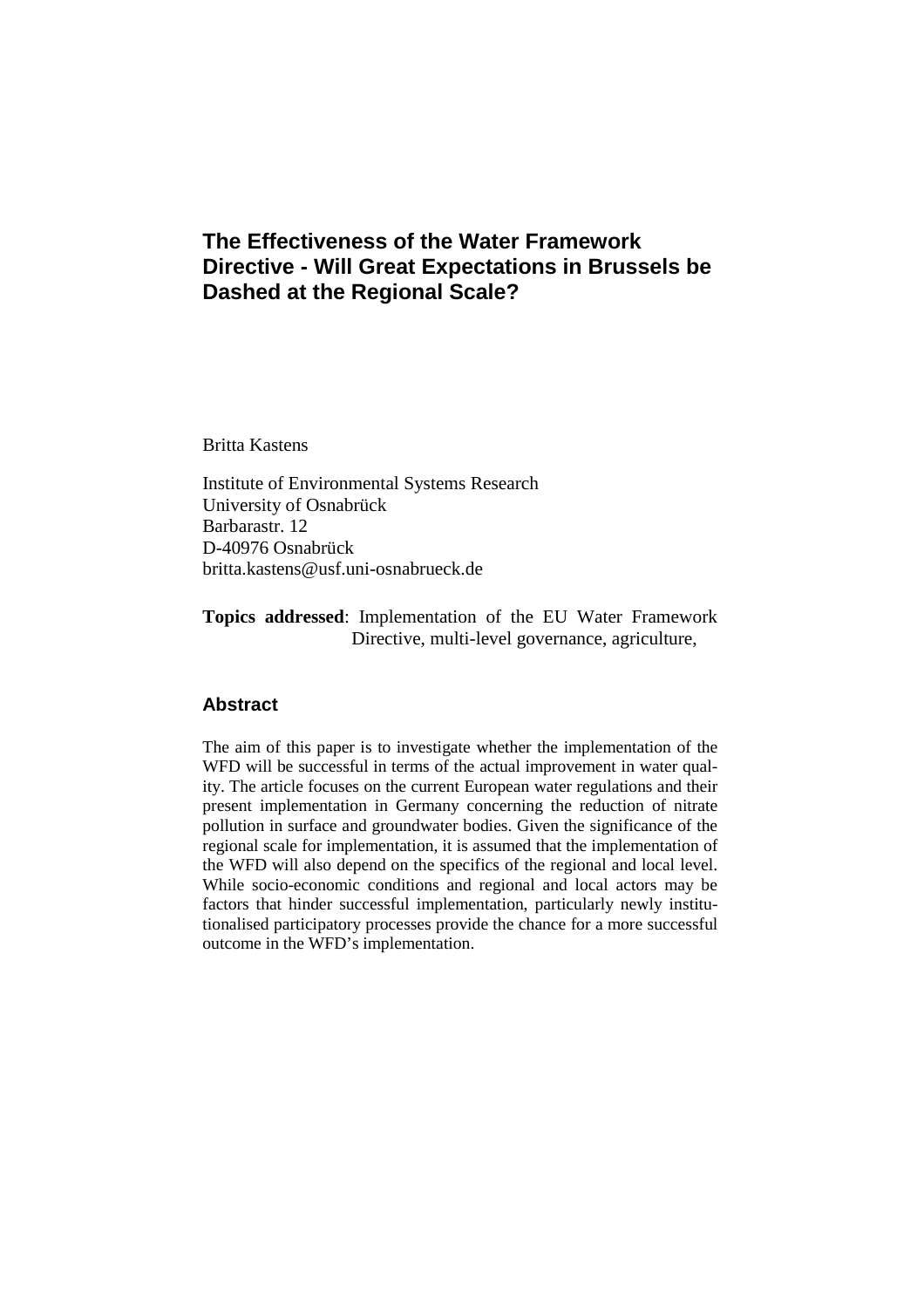# The Effectiveness of the Water Framework Directive - Will Great Expectations in Brussels be Dashed at the Regional Scale?

Britta Kastens

Institute of Environmental Systems Research
University of Osnabrück
Barbarastr. 12
D-40976 Osnabrück
britta.kastens@usf.uni-osnabrueck.de

**Topics addressed**: Implementation of the EU Water Framework Directive, multi-level governance, agriculture,

## Abstract

The aim of this paper is to investigate whether the implementation of the WFD will be successful in terms of the actual improvement in water quality. The article focuses on the current European water regulations and their present implementation in Germany concerning the reduction of nitrate pollution in surface and groundwater bodies. Given the significance of the regional scale for implementation, it is assumed that the implementation of the WFD will also depend on the specifics of the regional and local level. While socio-economic conditions and regional and local actors may be factors that hinder successful implementation, particularly newly institutionalised participatory processes provide the chance for a more successful outcome in the WFD's implementation.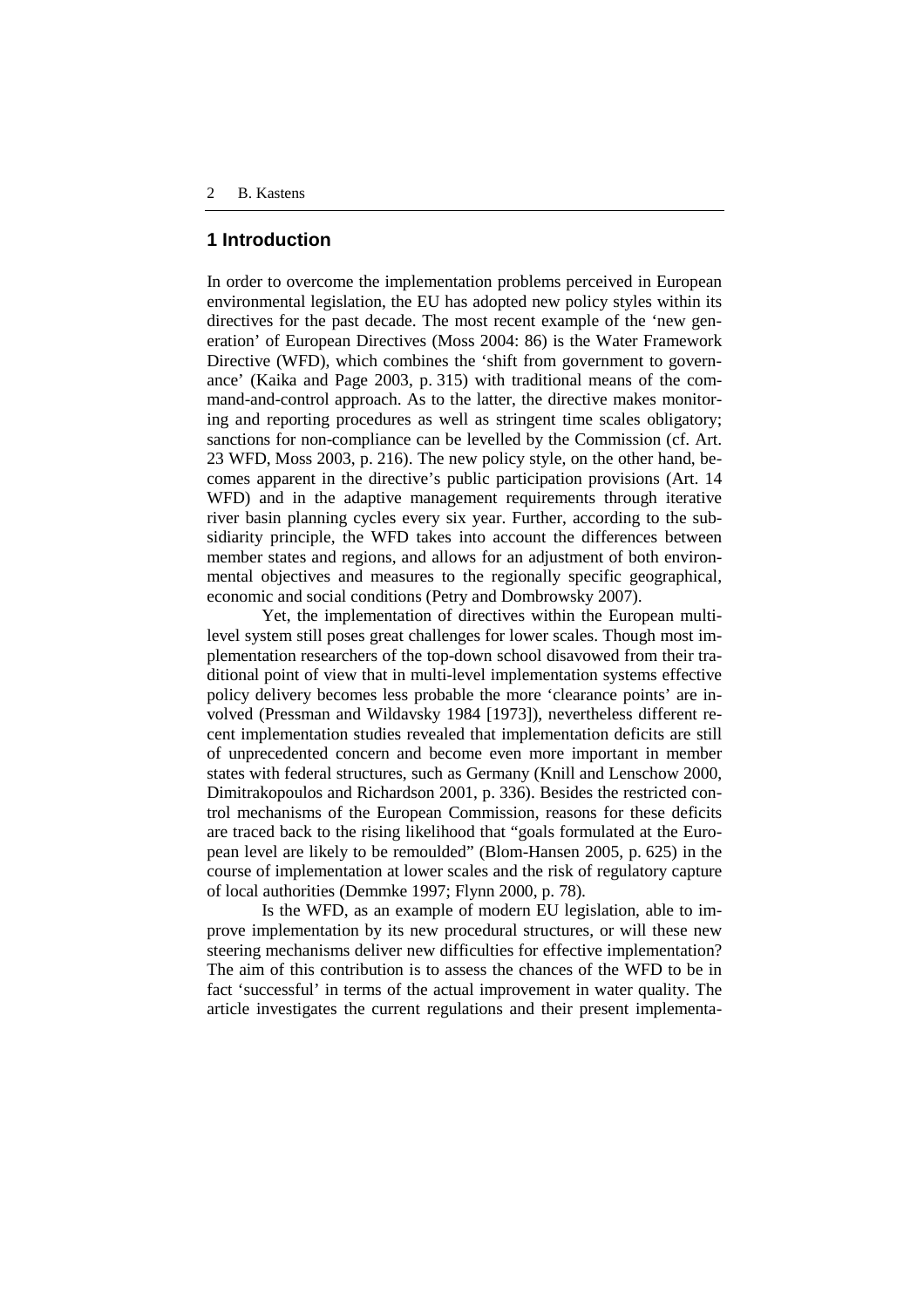## 1 Introduction

In order to overcome the implementation problems perceived in European environmental legislation, the EU has adopted new policy styles within its directives for the past decade. The most recent example of the 'new generation' of European Directives (Moss 2004: 86) is the Water Framework Directive (WFD), which combines the 'shift from government to governance' (Kaika and Page 2003, p. 315) with traditional means of the command-and-control approach. As to the latter, the directive makes monitoring and reporting procedures as well as stringent time scales obligatory; sanctions for non-compliance can be levelled by the Commission (cf. Art. 23 WFD, Moss 2003, p. 216). The new policy style, on the other hand, becomes apparent in the directive's public participation provisions (Art. 14 WFD) and in the adaptive management requirements through iterative river basin planning cycles every six year. Further, according to the subsidiarity principle, the WFD takes into account the differences between member states and regions, and allows for an adjustment of both environmental objectives and measures to the regionally specific geographical, economic and social conditions (Petry and Dombrowsky 2007).

Yet, the implementation of directives within the European multi-level system still poses great challenges for lower scales. Though most implementation researchers of the top-down school disavowed from their traditional point of view that in multi-level implementation systems effective policy delivery becomes less probable the more 'clearance points' are involved (Pressman and Wildavsky 1984 [1973]), nevertheless different recent implementation studies revealed that implementation deficits are still of unprecedented concern and become even more important in member states with federal structures, such as Germany (Knill and Lenschow 2000, Dimitrakopoulos and Richardson 2001, p. 336). Besides the restricted control mechanisms of the European Commission, reasons for these deficits are traced back to the rising likelihood that "goals formulated at the European level are likely to be remoulded" (Blom-Hansen 2005, p. 625) in the course of implementation at lower scales and the risk of regulatory capture of local authorities (Demmke 1997; Flynn 2000, p. 78).

Is the WFD, as an example of modern EU legislation, able to improve implementation by its new procedural structures, or will these new steering mechanisms deliver new difficulties for effective implementation? The aim of this contribution is to assess the chances of the WFD to be in fact 'successful' in terms of the actual improvement in water quality. The article investigates the current regulations and their present implementa-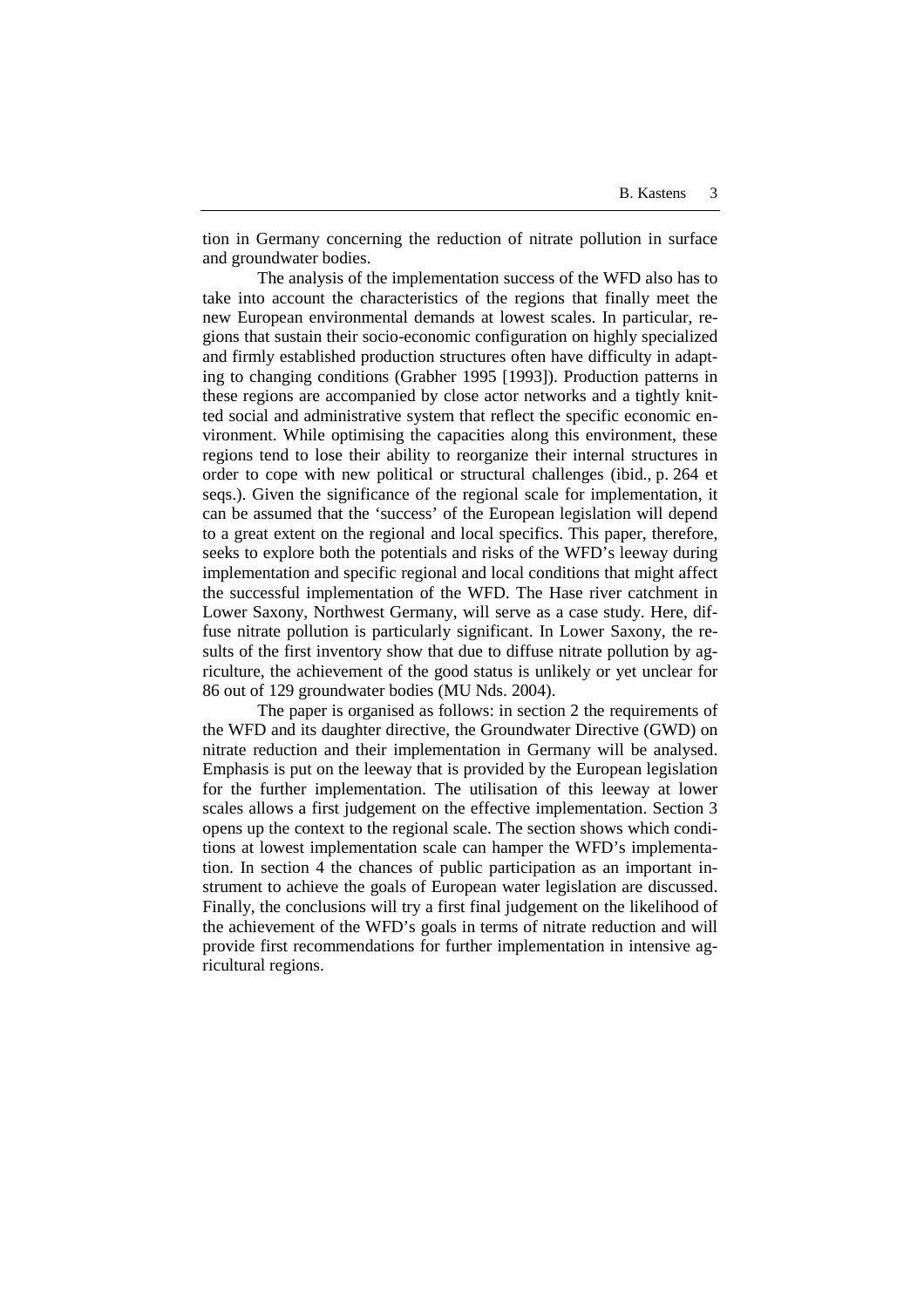tion in Germany concerning the reduction of nitrate pollution in surface and groundwater bodies.

The analysis of the implementation success of the WFD also has to take into account the characteristics of the regions that finally meet the new European environmental demands at lowest scales. In particular, regions that sustain their socio-economic configuration on highly specialized and firmly established production structures often have difficulty in adapting to changing conditions (Grabher 1995 [1993]). Production patterns in these regions are accompanied by close actor networks and a tightly knitted social and administrative system that reflect the specific economic environment. While optimising the capacities along this environment, these regions tend to lose their ability to reorganize their internal structures in order to cope with new political or structural challenges (ibid., p. 264 et seqs.). Given the significance of the regional scale for implementation, it can be assumed that the 'success' of the European legislation will depend to a great extent on the regional and local specifics. This paper, therefore, seeks to explore both the potentials and risks of the WFD's leeway during implementation and specific regional and local conditions that might affect the successful implementation of the WFD. The Hase river catchment in Lower Saxony, Northwest Germany, will serve as a case study. Here, diffuse nitrate pollution is particularly significant. In Lower Saxony, the results of the first inventory show that due to diffuse nitrate pollution by agriculture, the achievement of the good status is unlikely or yet unclear for 86 out of 129 groundwater bodies (MU Nds. 2004).

The paper is organised as follows: in section 2 the requirements of the WFD and its daughter directive, the Groundwater Directive (GWD) on nitrate reduction and their implementation in Germany will be analysed. Emphasis is put on the leeway that is provided by the European legislation for the further implementation. The utilisation of this leeway at lower scales allows a first judgement on the effective implementation. Section 3 opens up the context to the regional scale. The section shows which conditions at lowest implementation scale can hamper the WFD's implementation. In section 4 the chances of public participation as an important instrument to achieve the goals of European water legislation are discussed. Finally, the conclusions will try a first final judgement on the likelihood of the achievement of the WFD's goals in terms of nitrate reduction and will provide first recommendations for further implementation in intensive agricultural regions.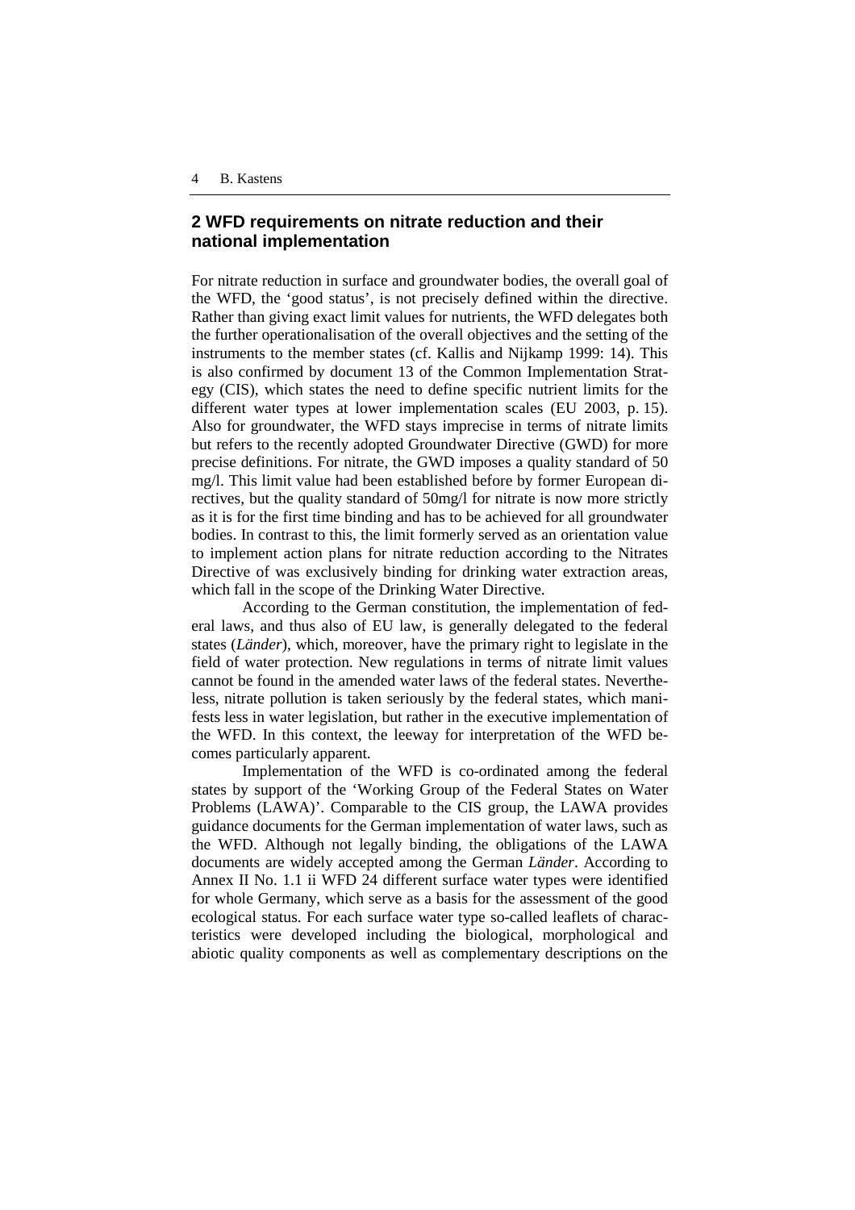## 2 WFD requirements on nitrate reduction and their national implementation

For nitrate reduction in surface and groundwater bodies, the overall goal of the WFD, the 'good status', is not precisely defined within the directive. Rather than giving exact limit values for nutrients, the WFD delegates both the further operationalisation of the overall objectives and the setting of the instruments to the member states (cf. Kallis and Nijkamp 1999: 14). This is also confirmed by document 13 of the Common Implementation Strategy (CIS), which states the need to define specific nutrient limits for the different water types at lower implementation scales (EU 2003, p. 15). Also for groundwater, the WFD stays imprecise in terms of nitrate limits but refers to the recently adopted Groundwater Directive (GWD) for more precise definitions. For nitrate, the GWD imposes a quality standard of 50 mg/l. This limit value had been established before by former European directives, but the quality standard of 50mg/l for nitrate is now more strictly as it is for the first time binding and has to be achieved for all groundwater bodies. In contrast to this, the limit formerly served as an orientation value to implement action plans for nitrate reduction according to the Nitrates Directive of was exclusively binding for drinking water extraction areas, which fall in the scope of the Drinking Water Directive.

According to the German constitution, the implementation of federal laws, and thus also of EU law, is generally delegated to the federal states (*Länder*), which, moreover, have the primary right to legislate in the field of water protection. New regulations in terms of nitrate limit values cannot be found in the amended water laws of the federal states. Nevertheless, nitrate pollution is taken seriously by the federal states, which manifests less in water legislation, but rather in the executive implementation of the WFD. In this context, the leeway for interpretation of the WFD becomes particularly apparent.

Implementation of the WFD is co-ordinated among the federal states by support of the 'Working Group of the Federal States on Water Problems (LAWA)'. Comparable to the CIS group, the LAWA provides guidance documents for the German implementation of water laws, such as the WFD. Although not legally binding, the obligations of the LAWA documents are widely accepted among the German *Länder*. According to Annex II No. 1.1 ii WFD 24 different surface water types were identified for whole Germany, which serve as a basis for the assessment of the good ecological status. For each surface water type so-called leaflets of characteristics were developed including the biological, morphological and abiotic quality components as well as complementary descriptions on the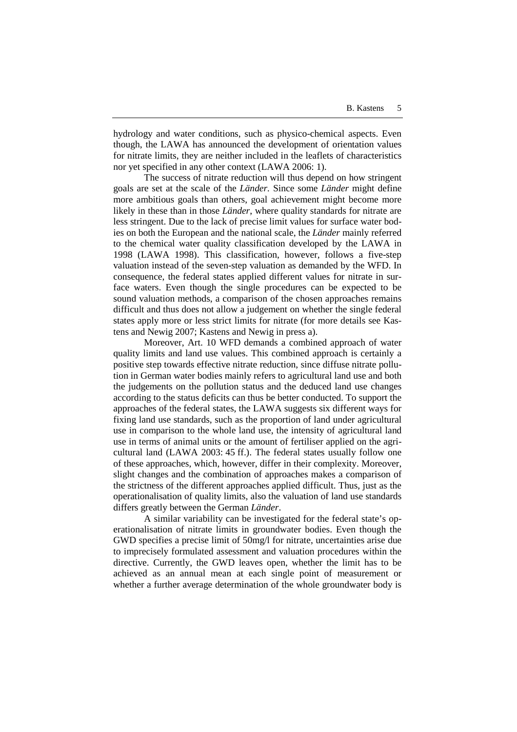hydrology and water conditions, such as physico-chemical aspects. Even though, the LAWA has announced the development of orientation values for nitrate limits, they are neither included in the leaflets of characteristics nor yet specified in any other context (LAWA 2006: 1).

The success of nitrate reduction will thus depend on how stringent goals are set at the scale of the *Länder.* Since some *Länder* might define more ambitious goals than others, goal achievement might become more likely in these than in those *Länder*, where quality standards for nitrate are less stringent. Due to the lack of precise limit values for surface water bodies on both the European and the national scale, the *Länder* mainly referred to the chemical water quality classification developed by the LAWA in 1998 (LAWA 1998). This classification, however, follows a five-step valuation instead of the seven-step valuation as demanded by the WFD. In consequence, the federal states applied different values for nitrate in surface waters. Even though the single procedures can be expected to be sound valuation methods, a comparison of the chosen approaches remains difficult and thus does not allow a judgement on whether the single federal states apply more or less strict limits for nitrate (for more details see Kastens and Newig 2007; Kastens and Newig in press a).

Moreover, Art. 10 WFD demands a combined approach of water quality limits and land use values. This combined approach is certainly a positive step towards effective nitrate reduction, since diffuse nitrate pollution in German water bodies mainly refers to agricultural land use and both the judgements on the pollution status and the deduced land use changes according to the status deficits can thus be better conducted. To support the approaches of the federal states, the LAWA suggests six different ways for fixing land use standards, such as the proportion of land under agricultural use in comparison to the whole land use, the intensity of agricultural land use in terms of animal units or the amount of fertiliser applied on the agricultural land (LAWA 2003: 45 ff.). The federal states usually follow one of these approaches, which, however, differ in their complexity. Moreover, slight changes and the combination of approaches makes a comparison of the strictness of the different approaches applied difficult. Thus, just as the operationalisation of quality limits, also the valuation of land use standards differs greatly between the German *Länder*.

A similar variability can be investigated for the federal state's operationalisation of nitrate limits in groundwater bodies. Even though the GWD specifies a precise limit of 50mg/l for nitrate, uncertainties arise due to imprecisely formulated assessment and valuation procedures within the directive. Currently, the GWD leaves open, whether the limit has to be achieved as an annual mean at each single point of measurement or whether a further average determination of the whole groundwater body is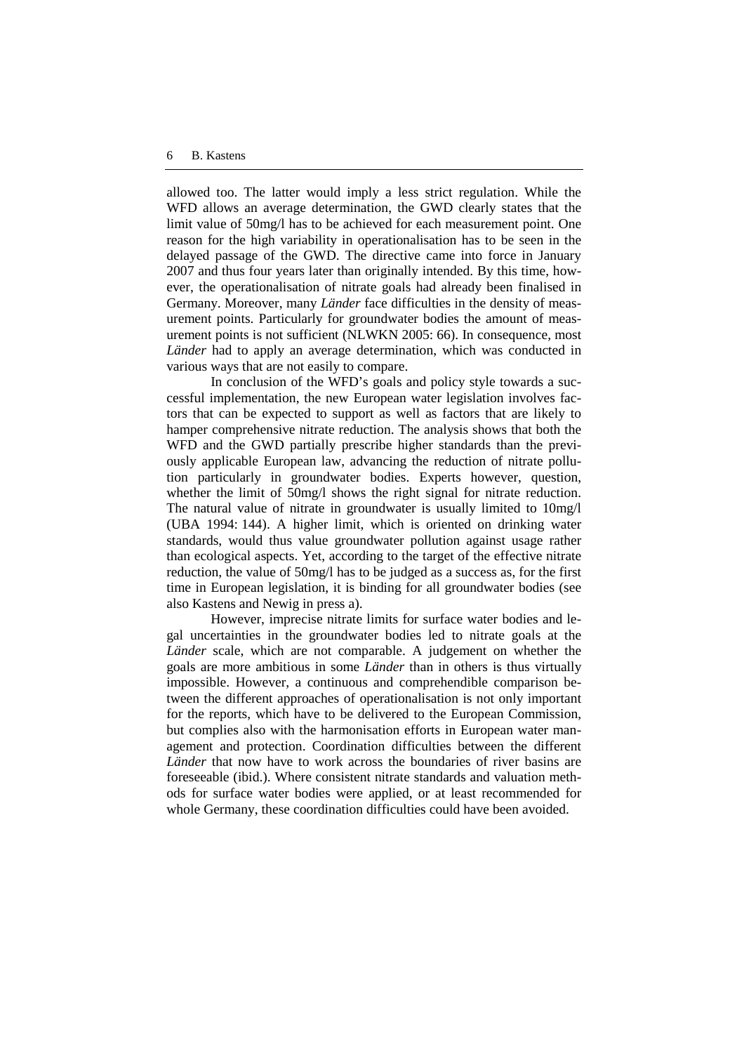allowed too. The latter would imply a less strict regulation. While the WFD allows an average determination, the GWD clearly states that the limit value of 50mg/l has to be achieved for each measurement point. One reason for the high variability in operationalisation has to be seen in the delayed passage of the GWD. The directive came into force in January 2007 and thus four years later than originally intended. By this time, however, the operationalisation of nitrate goals had already been finalised in Germany. Moreover, many *Länder* face difficulties in the density of measurement points. Particularly for groundwater bodies the amount of measurement points is not sufficient (NLWKN 2005: 66). In consequence, most *Länder* had to apply an average determination, which was conducted in various ways that are not easily to compare.

In conclusion of the WFD's goals and policy style towards a successful implementation, the new European water legislation involves factors that can be expected to support as well as factors that are likely to hamper comprehensive nitrate reduction. The analysis shows that both the WFD and the GWD partially prescribe higher standards than the previously applicable European law, advancing the reduction of nitrate pollution particularly in groundwater bodies. Experts however, question, whether the limit of 50mg/l shows the right signal for nitrate reduction. The natural value of nitrate in groundwater is usually limited to 10mg/l (UBA 1994: 144). A higher limit, which is oriented on drinking water standards, would thus value groundwater pollution against usage rather than ecological aspects. Yet, according to the target of the effective nitrate reduction, the value of 50mg/l has to be judged as a success as, for the first time in European legislation, it is binding for all groundwater bodies (see also Kastens and Newig in press a).

However, imprecise nitrate limits for surface water bodies and legal uncertainties in the groundwater bodies led to nitrate goals at the *Länder* scale, which are not comparable. A judgement on whether the goals are more ambitious in some *Länder* than in others is thus virtually impossible. However, a continuous and comprehendible comparison between the different approaches of operationalisation is not only important for the reports, which have to be delivered to the European Commission, but complies also with the harmonisation efforts in European water management and protection. Coordination difficulties between the different *Länder* that now have to work across the boundaries of river basins are foreseeable (ibid.). Where consistent nitrate standards and valuation methods for surface water bodies were applied, or at least recommended for whole Germany, these coordination difficulties could have been avoided.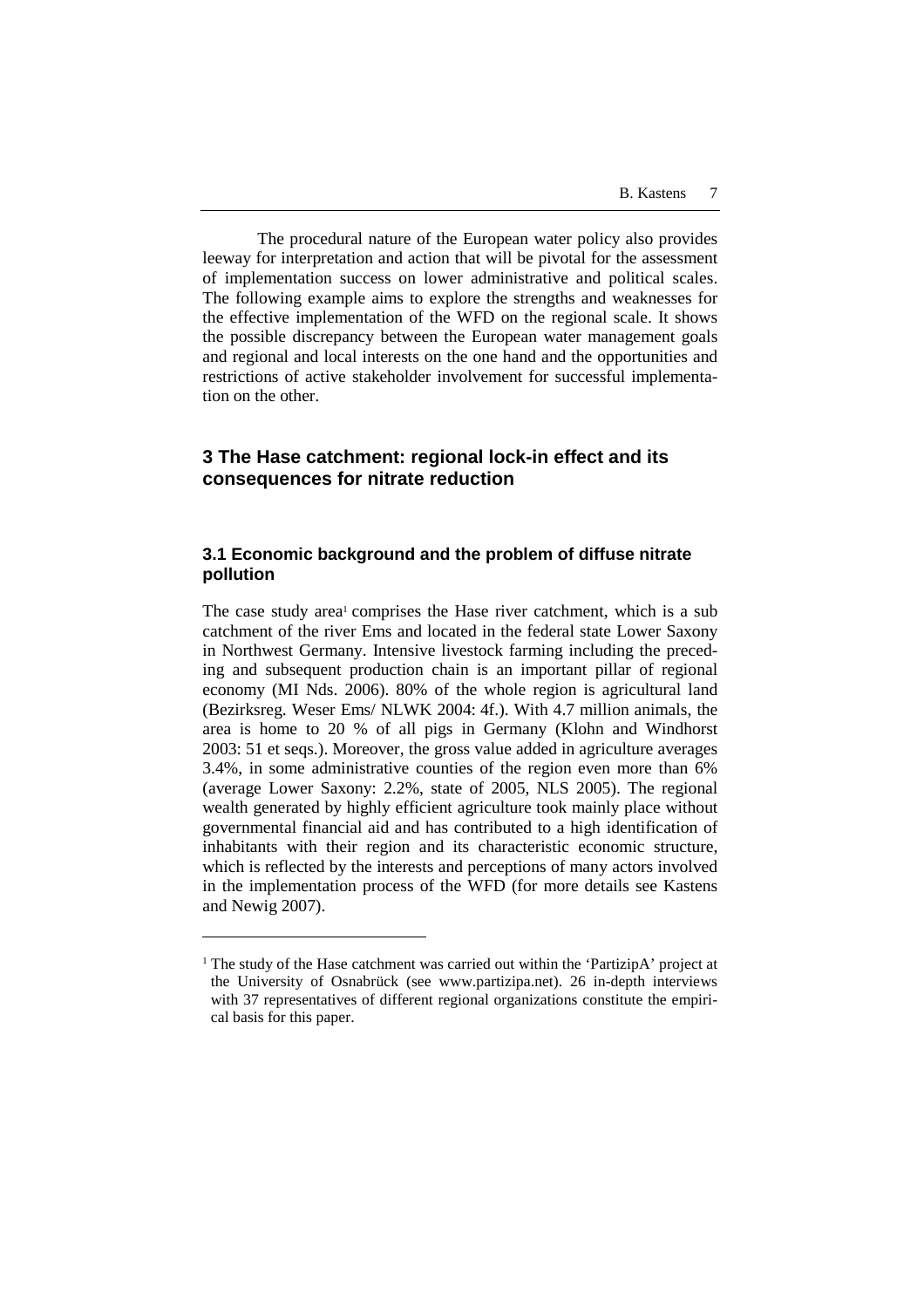The procedural nature of the European water policy also provides leeway for interpretation and action that will be pivotal for the assessment of implementation success on lower administrative and political scales. The following example aims to explore the strengths and weaknesses for the effective implementation of the WFD on the regional scale. It shows the possible discrepancy between the European water management goals and regional and local interests on the one hand and the opportunities and restrictions of active stakeholder involvement for successful implementation on the other.

## 3 The Hase catchment: regional lock-in effect and its consequences for nitrate reduction

### 3.1 Economic background and the problem of diffuse nitrate pollution

The case study area[1] comprises the Hase river catchment, which is a sub catchment of the river Ems and located in the federal state Lower Saxony in Northwest Germany. Intensive livestock farming including the preceding and subsequent production chain is an important pillar of regional economy (MI Nds. 2006). 80% of the whole region is agricultural land (Bezirksreg. Weser Ems/ NLWK 2004: 4f.). With 4.7 million animals, the area is home to 20 % of all pigs in Germany (Klohn and Windhorst 2003: 51 et seqs.). Moreover, the gross value added in agriculture averages 3.4%, in some administrative counties of the region even more than 6% (average Lower Saxony: 2.2%, state of 2005, NLS 2005). The regional wealth generated by highly efficient agriculture took mainly place without governmental financial aid and has contributed to a high identification of inhabitants with their region and its characteristic economic structure, which is reflected by the interests and perceptions of many actors involved in the implementation process of the WFD (for more details see Kastens and Newig 2007).

[1] The study of the Hase catchment was carried out within the 'PartizipA' project at the University of Osnabrück (see www.partizipa.net). 26 in-depth interviews with 37 representatives of different regional organizations constitute the empirical basis for this paper.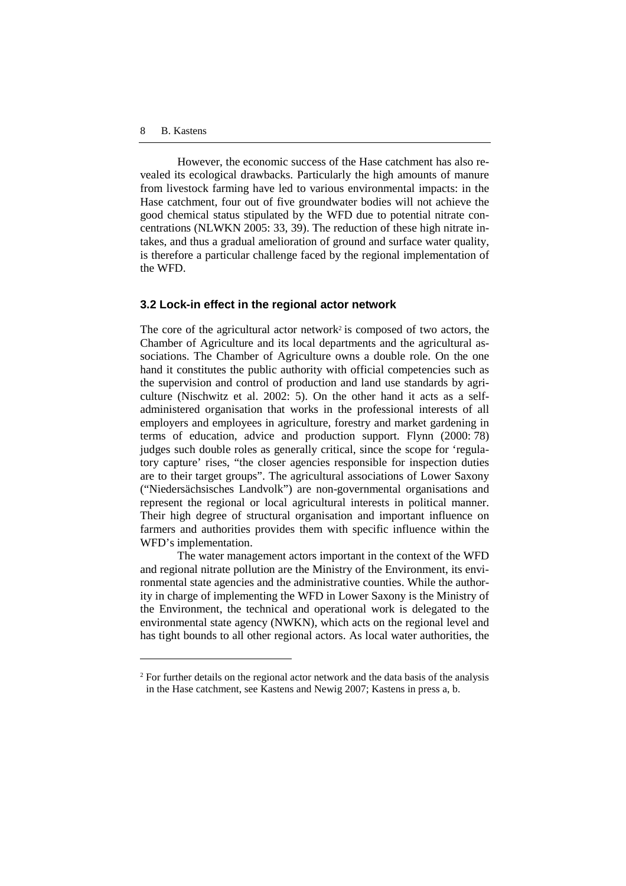However, the economic success of the Hase catchment has also revealed its ecological drawbacks. Particularly the high amounts of manure from livestock farming have led to various environmental impacts: in the Hase catchment, four out of five groundwater bodies will not achieve the good chemical status stipulated by the WFD due to potential nitrate concentrations (NLWKN 2005: 33, 39). The reduction of these high nitrate intakes, and thus a gradual amelioration of ground and surface water quality, is therefore a particular challenge faced by the regional implementation of the WFD.

### 3.2 Lock-in effect in the regional actor network

The core of the agricultural actor network[2] is composed of two actors, the Chamber of Agriculture and its local departments and the agricultural associations. The Chamber of Agriculture owns a double role. On the one hand it constitutes the public authority with official competencies such as the supervision and control of production and land use standards by agriculture (Nischwitz et al. 2002: 5). On the other hand it acts as a self-administered organisation that works in the professional interests of all employers and employees in agriculture, forestry and market gardening in terms of education, advice and production support. Flynn (2000: 78) judges such double roles as generally critical, since the scope for 'regulatory capture' rises, "the closer agencies responsible for inspection duties are to their target groups". The agricultural associations of Lower Saxony ("Niedersächsisches Landvolk") are non-governmental organisations and represent the regional or local agricultural interests in political manner. Their high degree of structural organisation and important influence on farmers and authorities provides them with specific influence within the WFD's implementation.

The water management actors important in the context of the WFD and regional nitrate pollution are the Ministry of the Environment, its environmental state agencies and the administrative counties. While the authority in charge of implementing the WFD in Lower Saxony is the Ministry of the Environment, the technical and operational work is delegated to the environmental state agency (NWKN), which acts on the regional level and has tight bounds to all other regional actors. As local water authorities, the

[2] For further details on the regional actor network and the data basis of the analysis in the Hase catchment, see Kastens and Newig 2007; Kastens in press a, b.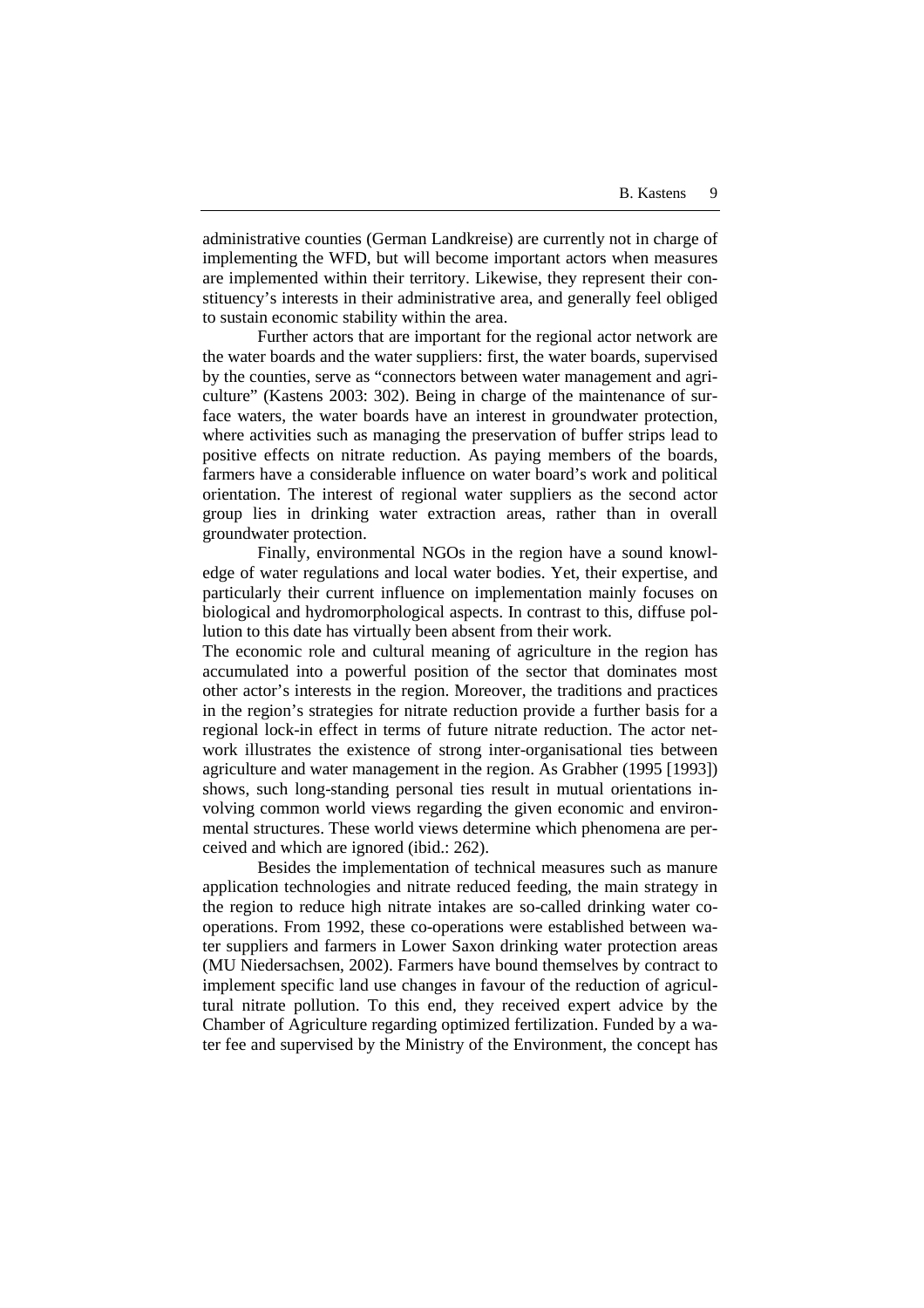administrative counties (German Landkreise) are currently not in charge of implementing the WFD, but will become important actors when measures are implemented within their territory. Likewise, they represent their constituency's interests in their administrative area, and generally feel obliged to sustain economic stability within the area.

Further actors that are important for the regional actor network are the water boards and the water suppliers: first, the water boards, supervised by the counties, serve as "connectors between water management and agriculture" (Kastens 2003: 302). Being in charge of the maintenance of surface waters, the water boards have an interest in groundwater protection, where activities such as managing the preservation of buffer strips lead to positive effects on nitrate reduction. As paying members of the boards, farmers have a considerable influence on water board's work and political orientation. The interest of regional water suppliers as the second actor group lies in drinking water extraction areas, rather than in overall groundwater protection.

Finally, environmental NGOs in the region have a sound knowledge of water regulations and local water bodies. Yet, their expertise, and particularly their current influence on implementation mainly focuses on biological and hydromorphological aspects. In contrast to this, diffuse pollution to this date has virtually been absent from their work.

The economic role and cultural meaning of agriculture in the region has accumulated into a powerful position of the sector that dominates most other actor's interests in the region. Moreover, the traditions and practices in the region's strategies for nitrate reduction provide a further basis for a regional lock-in effect in terms of future nitrate reduction. The actor network illustrates the existence of strong inter-organisational ties between agriculture and water management in the region. As Grabher (1995 [1993]) shows, such long-standing personal ties result in mutual orientations involving common world views regarding the given economic and environmental structures. These world views determine which phenomena are perceived and which are ignored (ibid.: 262).

Besides the implementation of technical measures such as manure application technologies and nitrate reduced feeding, the main strategy in the region to reduce high nitrate intakes are so-called drinking water co-operations. From 1992, these co-operations were established between water suppliers and farmers in Lower Saxon drinking water protection areas (MU Niedersachsen, 2002). Farmers have bound themselves by contract to implement specific land use changes in favour of the reduction of agricultural nitrate pollution. To this end, they received expert advice by the Chamber of Agriculture regarding optimized fertilization. Funded by a water fee and supervised by the Ministry of the Environment, the concept has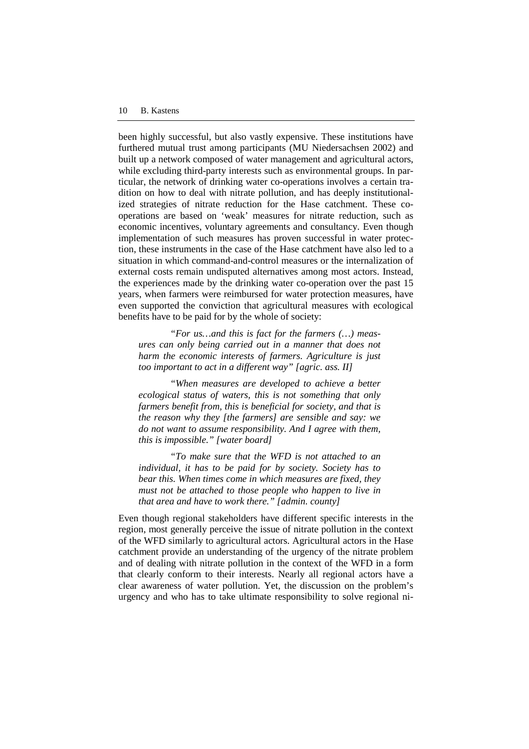been highly successful, but also vastly expensive. These institutions have furthered mutual trust among participants (MU Niedersachsen 2002) and built up a network composed of water management and agricultural actors, while excluding third-party interests such as environmental groups. In particular, the network of drinking water co-operations involves a certain tradition on how to deal with nitrate pollution, and has deeply institutionalized strategies of nitrate reduction for the Hase catchment. These co-operations are based on 'weak' measures for nitrate reduction, such as economic incentives, voluntary agreements and consultancy. Even though implementation of such measures has proven successful in water protection, these instruments in the case of the Hase catchment have also led to a situation in which command-and-control measures or the internalization of external costs remain undisputed alternatives among most actors. Instead, the experiences made by the drinking water co-operation over the past 15 years, when farmers were reimbursed for water protection measures, have even supported the conviction that agricultural measures with ecological benefits have to be paid for by the whole of society:

> "*For us…and this is fact for the farmers (…) measures can only being carried out in a manner that does not harm the economic interests of farmers. Agriculture is just too important to act in a different way" [agric. ass. II]*

> "*When measures are developed to achieve a better ecological status of waters, this is not something that only farmers benefit from, this is beneficial for society, and that is the reason why they [the farmers] are sensible and say: we do not want to assume responsibility. And I agree with them, this is impossible." [water board]*

> "*To make sure that the WFD is not attached to an individual, it has to be paid for by society. Society has to bear this. When times come in which measures are fixed, they must not be attached to those people who happen to live in that area and have to work there." [admin. county]*

Even though regional stakeholders have different specific interests in the region, most generally perceive the issue of nitrate pollution in the context of the WFD similarly to agricultural actors. Agricultural actors in the Hase catchment provide an understanding of the urgency of the nitrate problem and of dealing with nitrate pollution in the context of the WFD in a form that clearly conform to their interests. Nearly all regional actors have a clear awareness of water pollution. Yet, the discussion on the problem's urgency and who has to take ultimate responsibility to solve regional ni-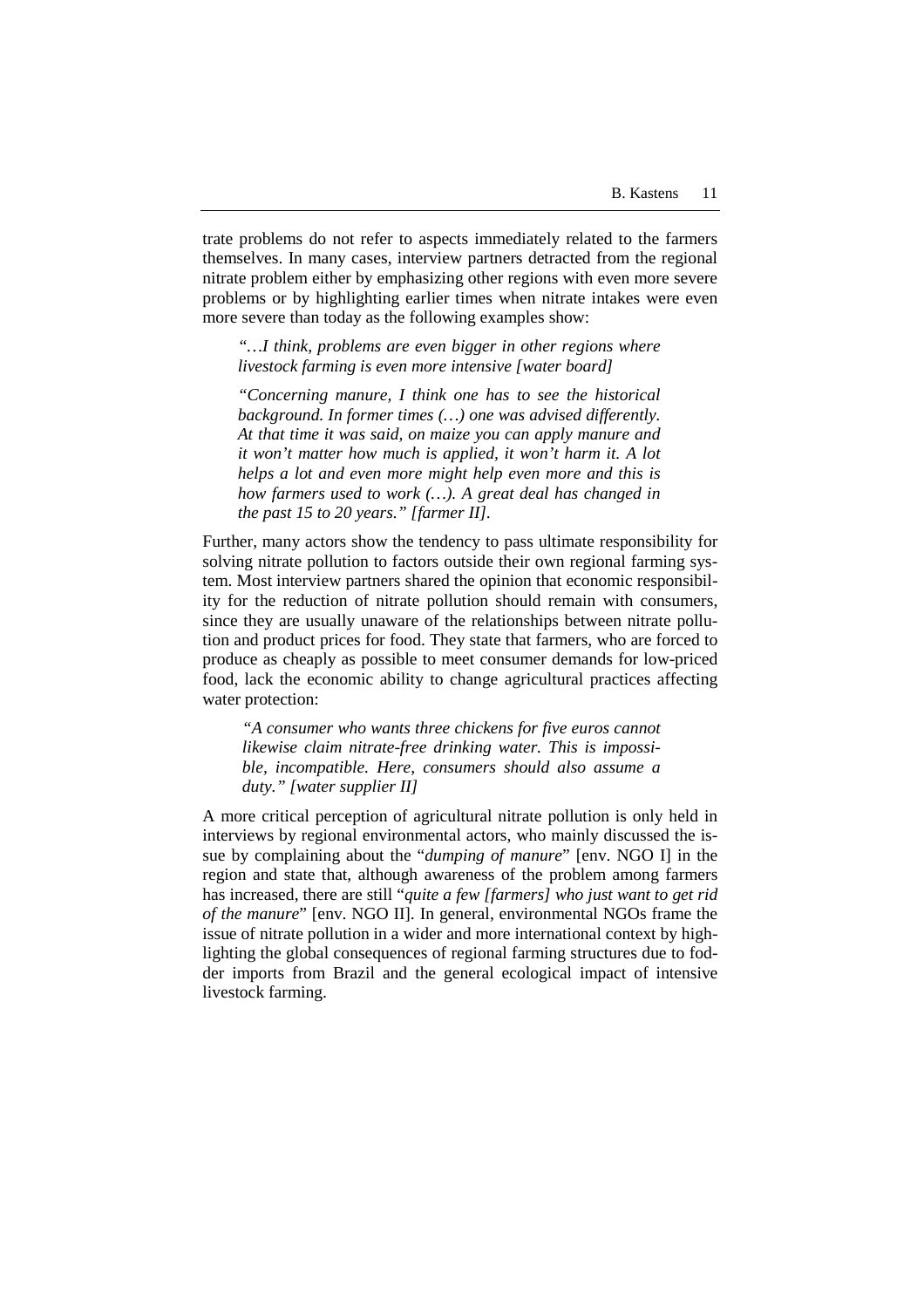trate problems do not refer to aspects immediately related to the farmers themselves. In many cases, interview partners detracted from the regional nitrate problem either by emphasizing other regions with even more severe problems or by highlighting earlier times when nitrate intakes were even more severe than today as the following examples show:

> *"…I think, problems are even bigger in other regions where livestock farming is even more intensive [water board]*
>
> *"Concerning manure, I think one has to see the historical background. In former times (…) one was advised differently. At that time it was said, on maize you can apply manure and it won't matter how much is applied, it won't harm it. A lot helps a lot and even more might help even more and this is how farmers used to work (…). A great deal has changed in the past 15 to 20 years." [farmer II].*

Further, many actors show the tendency to pass ultimate responsibility for solving nitrate pollution to factors outside their own regional farming system. Most interview partners shared the opinion that economic responsibility for the reduction of nitrate pollution should remain with consumers, since they are usually unaware of the relationships between nitrate pollution and product prices for food. They state that farmers, who are forced to produce as cheaply as possible to meet consumer demands for low-priced food, lack the economic ability to change agricultural practices affecting water protection:

> *"A consumer who wants three chickens for five euros cannot likewise claim nitrate-free drinking water. This is impossible, incompatible. Here, consumers should also assume a duty." [water supplier II]*

A more critical perception of agricultural nitrate pollution is only held in interviews by regional environmental actors, who mainly discussed the issue by complaining about the "*dumping of manure*" [env. NGO I] in the region and state that, although awareness of the problem among farmers has increased, there are still "*quite a few [farmers] who just want to get rid of the manure*" [env. NGO II]. In general, environmental NGOs frame the issue of nitrate pollution in a wider and more international context by highlighting the global consequences of regional farming structures due to fodder imports from Brazil and the general ecological impact of intensive livestock farming.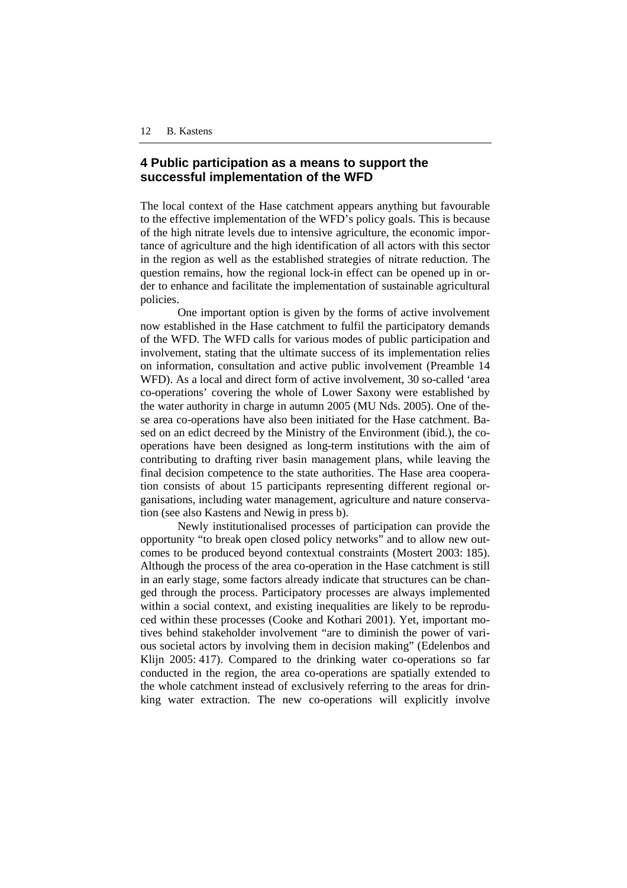## 4 Public participation as a means to support the successful implementation of the WFD

The local context of the Hase catchment appears anything but favourable to the effective implementation of the WFD's policy goals. This is because of the high nitrate levels due to intensive agriculture, the economic importance of agriculture and the high identification of all actors with this sector in the region as well as the established strategies of nitrate reduction. The question remains, how the regional lock-in effect can be opened up in order to enhance and facilitate the implementation of sustainable agricultural policies.

One important option is given by the forms of active involvement now established in the Hase catchment to fulfil the participatory demands of the WFD. The WFD calls for various modes of public participation and involvement, stating that the ultimate success of its implementation relies on information, consultation and active public involvement (Preamble 14 WFD). As a local and direct form of active involvement, 30 so-called 'area co-operations' covering the whole of Lower Saxony were established by the water authority in charge in autumn 2005 (MU Nds. 2005). One of these area co-operations have also been initiated for the Hase catchment. Based on an edict decreed by the Ministry of the Environment (ibid.), the co-operations have been designed as long-term institutions with the aim of contributing to drafting river basin management plans, while leaving the final decision competence to the state authorities. The Hase area cooperation consists of about 15 participants representing different regional organisations, including water management, agriculture and nature conservation (see also Kastens and Newig in press b).

Newly institutionalised processes of participation can provide the opportunity "to break open closed policy networks" and to allow new outcomes to be produced beyond contextual constraints (Mostert 2003: 185). Although the process of the area co-operation in the Hase catchment is still in an early stage, some factors already indicate that structures can be changed through the process. Participatory processes are always implemented within a social context, and existing inequalities are likely to be reproduced within these processes (Cooke and Kothari 2001). Yet, important motives behind stakeholder involvement "are to diminish the power of various societal actors by involving them in decision making" (Edelenbos and Klijn 2005: 417). Compared to the drinking water co-operations so far conducted in the region, the area co-operations are spatially extended to the whole catchment instead of exclusively referring to the areas for drinking water extraction. The new co-operations will explicitly involve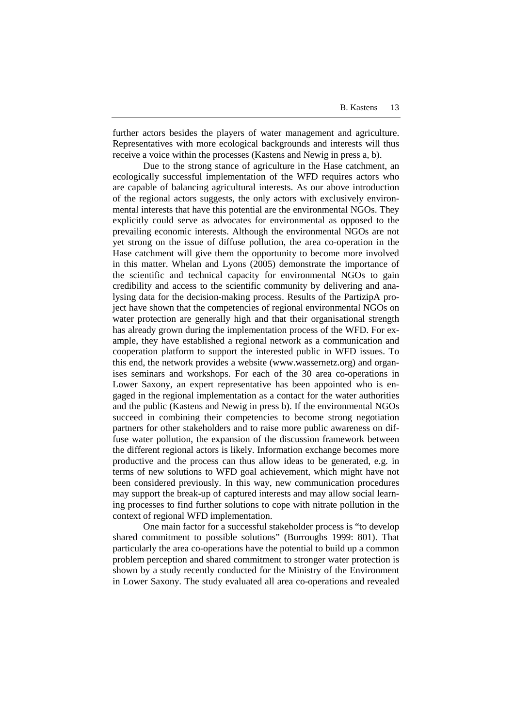further actors besides the players of water management and agriculture. Representatives with more ecological backgrounds and interests will thus receive a voice within the processes (Kastens and Newig in press a, b).

Due to the strong stance of agriculture in the Hase catchment, an ecologically successful implementation of the WFD requires actors who are capable of balancing agricultural interests. As our above introduction of the regional actors suggests, the only actors with exclusively environmental interests that have this potential are the environmental NGOs. They explicitly could serve as advocates for environmental as opposed to the prevailing economic interests. Although the environmental NGOs are not yet strong on the issue of diffuse pollution, the area co-operation in the Hase catchment will give them the opportunity to become more involved in this matter. Whelan and Lyons (2005) demonstrate the importance of the scientific and technical capacity for environmental NGOs to gain credibility and access to the scientific community by delivering and analysing data for the decision-making process. Results of the PartizipA project have shown that the competencies of regional environmental NGOs on water protection are generally high and that their organisational strength has already grown during the implementation process of the WFD. For example, they have established a regional network as a communication and cooperation platform to support the interested public in WFD issues. To this end, the network provides a website (www.wassernetz.org) and organises seminars and workshops. For each of the 30 area co-operations in Lower Saxony, an expert representative has been appointed who is engaged in the regional implementation as a contact for the water authorities and the public (Kastens and Newig in press b). If the environmental NGOs succeed in combining their competencies to become strong negotiation partners for other stakeholders and to raise more public awareness on diffuse water pollution, the expansion of the discussion framework between the different regional actors is likely. Information exchange becomes more productive and the process can thus allow ideas to be generated, e.g. in terms of new solutions to WFD goal achievement, which might have not been considered previously. In this way, new communication procedures may support the break-up of captured interests and may allow social learning processes to find further solutions to cope with nitrate pollution in the context of regional WFD implementation.

One main factor for a successful stakeholder process is "to develop shared commitment to possible solutions" (Burroughs 1999: 801). That particularly the area co-operations have the potential to build up a common problem perception and shared commitment to stronger water protection is shown by a study recently conducted for the Ministry of the Environment in Lower Saxony. The study evaluated all area co-operations and revealed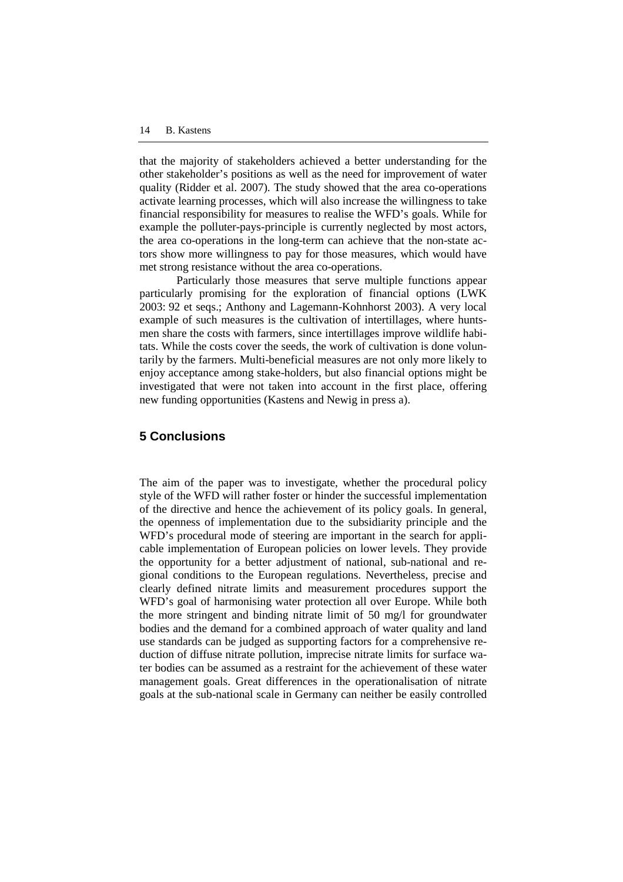that the majority of stakeholders achieved a better understanding for the other stakeholder's positions as well as the need for improvement of water quality (Ridder et al. 2007). The study showed that the area co-operations activate learning processes, which will also increase the willingness to take financial responsibility for measures to realise the WFD's goals. While for example the polluter-pays-principle is currently neglected by most actors, the area co-operations in the long-term can achieve that the non-state actors show more willingness to pay for those measures, which would have met strong resistance without the area co-operations.

Particularly those measures that serve multiple functions appear particularly promising for the exploration of financial options (LWK 2003: 92 et seqs.; Anthony and Lagemann-Kohnhorst 2003). A very local example of such measures is the cultivation of intertillages, where huntsmen share the costs with farmers, since intertillages improve wildlife habitats. While the costs cover the seeds, the work of cultivation is done voluntarily by the farmers. Multi-beneficial measures are not only more likely to enjoy acceptance among stake-holders, but also financial options might be investigated that were not taken into account in the first place, offering new funding opportunities (Kastens and Newig in press a).

## 5 Conclusions

The aim of the paper was to investigate, whether the procedural policy style of the WFD will rather foster or hinder the successful implementation of the directive and hence the achievement of its policy goals. In general, the openness of implementation due to the subsidiarity principle and the WFD's procedural mode of steering are important in the search for applicable implementation of European policies on lower levels. They provide the opportunity for a better adjustment of national, sub-national and regional conditions to the European regulations. Nevertheless, precise and clearly defined nitrate limits and measurement procedures support the WFD's goal of harmonising water protection all over Europe. While both the more stringent and binding nitrate limit of 50 mg/l for groundwater bodies and the demand for a combined approach of water quality and land use standards can be judged as supporting factors for a comprehensive reduction of diffuse nitrate pollution, imprecise nitrate limits for surface water bodies can be assumed as a restraint for the achievement of these water management goals. Great differences in the operationalisation of nitrate goals at the sub-national scale in Germany can neither be easily controlled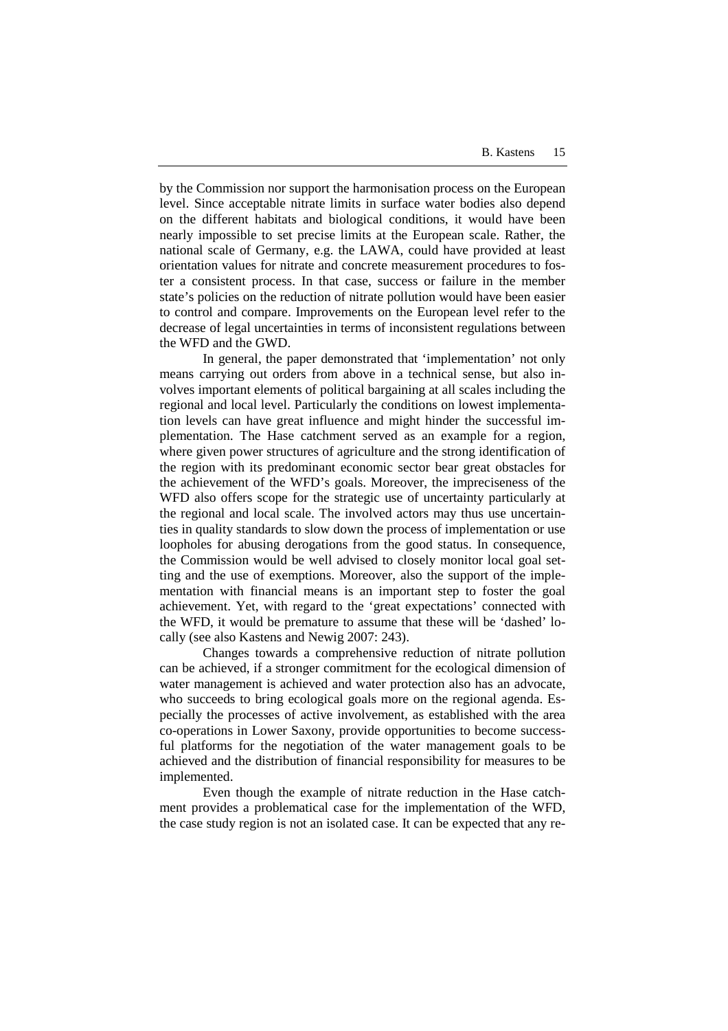by the Commission nor support the harmonisation process on the European level. Since acceptable nitrate limits in surface water bodies also depend on the different habitats and biological conditions, it would have been nearly impossible to set precise limits at the European scale. Rather, the national scale of Germany, e.g. the LAWA, could have provided at least orientation values for nitrate and concrete measurement procedures to foster a consistent process. In that case, success or failure in the member state's policies on the reduction of nitrate pollution would have been easier to control and compare. Improvements on the European level refer to the decrease of legal uncertainties in terms of inconsistent regulations between the WFD and the GWD.

In general, the paper demonstrated that 'implementation' not only means carrying out orders from above in a technical sense, but also involves important elements of political bargaining at all scales including the regional and local level. Particularly the conditions on lowest implementation levels can have great influence and might hinder the successful implementation. The Hase catchment served as an example for a region, where given power structures of agriculture and the strong identification of the region with its predominant economic sector bear great obstacles for the achievement of the WFD's goals. Moreover, the impreciseness of the WFD also offers scope for the strategic use of uncertainty particularly at the regional and local scale. The involved actors may thus use uncertainties in quality standards to slow down the process of implementation or use loopholes for abusing derogations from the good status. In consequence, the Commission would be well advised to closely monitor local goal setting and the use of exemptions. Moreover, also the support of the implementation with financial means is an important step to foster the goal achievement. Yet, with regard to the 'great expectations' connected with the WFD, it would be premature to assume that these will be 'dashed' locally (see also Kastens and Newig 2007: 243).

Changes towards a comprehensive reduction of nitrate pollution can be achieved, if a stronger commitment for the ecological dimension of water management is achieved and water protection also has an advocate, who succeeds to bring ecological goals more on the regional agenda. Especially the processes of active involvement, as established with the area co-operations in Lower Saxony, provide opportunities to become successful platforms for the negotiation of the water management goals to be achieved and the distribution of financial responsibility for measures to be implemented.

Even though the example of nitrate reduction in the Hase catchment provides a problematical case for the implementation of the WFD, the case study region is not an isolated case. It can be expected that any re-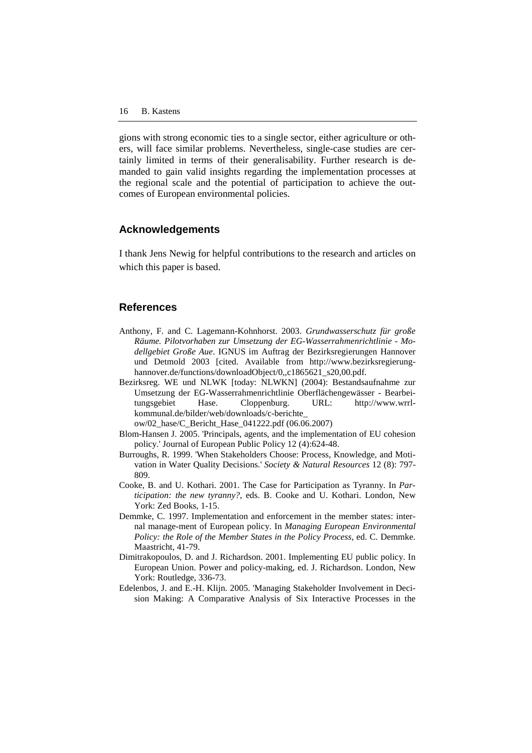gions with strong economic ties to a single sector, either agriculture or others, will face similar problems. Nevertheless, single-case studies are certainly limited in terms of their generalisability. Further research is demanded to gain valid insights regarding the implementation processes at the regional scale and the potential of participation to achieve the outcomes of European environmental policies.

## Acknowledgements

I thank Jens Newig for helpful contributions to the research and articles on which this paper is based.

## References

Anthony, F. and C. Lagemann-Kohnhorst. 2003. *Grundwasserschutz für große Räume. Pilotvorhaben zur Umsetzung der EG-Wasserrahmenrichtlinie - Modellgebiet Große Aue*. IGNUS im Auftrag der Bezirksregierungen Hannover und Detmold 2003 [cited. Available from http://www.bezirksregierung-hannover.de/functions/downloadObject/0,,c1865621_s20,00.pdf.

Bezirksreg. WE und NLWK [today: NLWKN] (2004): Bestandsaufnahme zur Umsetzung der EG-Wasserrahmenrichtlinie Oberflächengewässer - Bearbeitungsgebiet Hase. Cloppenburg. URL: http://www.wrrl-kommunal.de/bilder/web/downloads/c-berichte_ow/02_hase/C_Bericht_Hase_041222.pdf (06.06.2007)

Blom-Hansen J. 2005. 'Principals, agents, and the implementation of EU cohesion policy.' Journal of European Public Policy 12 (4):624-48.

Burroughs, R. 1999. 'When Stakeholders Choose: Process, Knowledge, and Motivation in Water Quality Decisions.' *Society & Natural Resources* 12 (8): 797-809.

Cooke, B. and U. Kothari. 2001. The Case for Participation as Tyranny. In *Participation: the new tyranny?*, eds. B. Cooke and U. Kothari. London, New York: Zed Books, 1-15.

Demmke, C. 1997. Implementation and enforcement in the member states: internal manage-ment of European policy. In *Managing European Environmental Policy: the Role of the Member States in the Policy Process*, ed. C. Demmke. Maastricht, 41-79.

Dimitrakopoulos, D. and J. Richardson. 2001. Implementing EU public policy. In European Union. Power and policy-making, ed. J. Richardson. London, New York: Routledge, 336-73.

Edelenbos, J. and E.-H. Klijn. 2005. 'Managing Stakeholder Involvement in Decision Making: A Comparative Analysis of Six Interactive Processes in the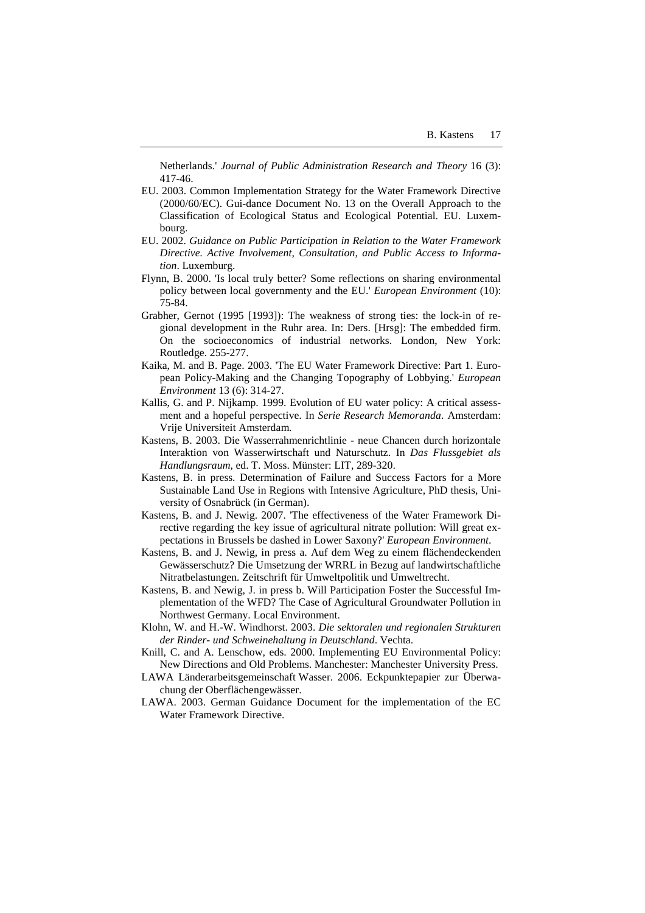Netherlands.' *Journal of Public Administration Research and Theory* 16 (3): 417-46.

EU. 2003. Common Implementation Strategy for the Water Framework Directive (2000/60/EC). Gui-dance Document No. 13 on the Overall Approach to the Classification of Ecological Status and Ecological Potential. EU. Luxembourg.

EU. 2002. *Guidance on Public Participation in Relation to the Water Framework Directive. Active Involvement, Consultation, and Public Access to Information*. Luxemburg.

Flynn, B. 2000. 'Is local truly better? Some reflections on sharing environmental policy between local governmenty and the EU.' *European Environment* (10): 75-84.

Grabher, Gernot (1995 [1993]): The weakness of strong ties: the lock-in of regional development in the Ruhr area. In: Ders. [Hrsg]: The embedded firm. On the socioeconomics of industrial networks. London, New York: Routledge. 255-277.

Kaika, M. and B. Page. 2003. 'The EU Water Framework Directive: Part 1. European Policy-Making and the Changing Topography of Lobbying.' *European Environment* 13 (6): 314-27.

Kallis, G. and P. Nijkamp. 1999. Evolution of EU water policy: A critical assessment and a hopeful perspective. In *Serie Research Memoranda*. Amsterdam: Vrije Universiteit Amsterdam.

Kastens, B. 2003. Die Wasserrahmenrichtlinie - neue Chancen durch horizontale Interaktion von Wasserwirtschaft und Naturschutz. In *Das Flussgebiet als Handlungsraum*, ed. T. Moss. Münster: LIT, 289-320.

Kastens, B. in press. Determination of Failure and Success Factors for a More Sustainable Land Use in Regions with Intensive Agriculture, PhD thesis, University of Osnabrück (in German).

Kastens, B. and J. Newig. 2007. 'The effectiveness of the Water Framework Directive regarding the key issue of agricultural nitrate pollution: Will great expectations in Brussels be dashed in Lower Saxony?' *European Environment*.

Kastens, B. and J. Newig, in press a. Auf dem Weg zu einem flächendeckenden Gewässerschutz? Die Umsetzung der WRRL in Bezug auf landwirtschaftliche Nitratbelastungen. Zeitschrift für Umweltpolitik und Umweltrecht.

Kastens, B. and Newig, J. in press b. Will Participation Foster the Successful Implementation of the WFD? The Case of Agricultural Groundwater Pollution in Northwest Germany. Local Environment.

Klohn, W. and H.-W. Windhorst. 2003. *Die sektoralen und regionalen Strukturen der Rinder- und Schweinehaltung in Deutschland*. Vechta.

Knill, C. and A. Lenschow, eds. 2000. Implementing EU Environmental Policy: New Directions and Old Problems. Manchester: Manchester University Press.

LAWA Länderarbeitsgemeinschaft Wasser. 2006. Eckpunktepapier zur Überwachung der Oberflächengewässer.

LAWA. 2003. German Guidance Document for the implementation of the EC Water Framework Directive.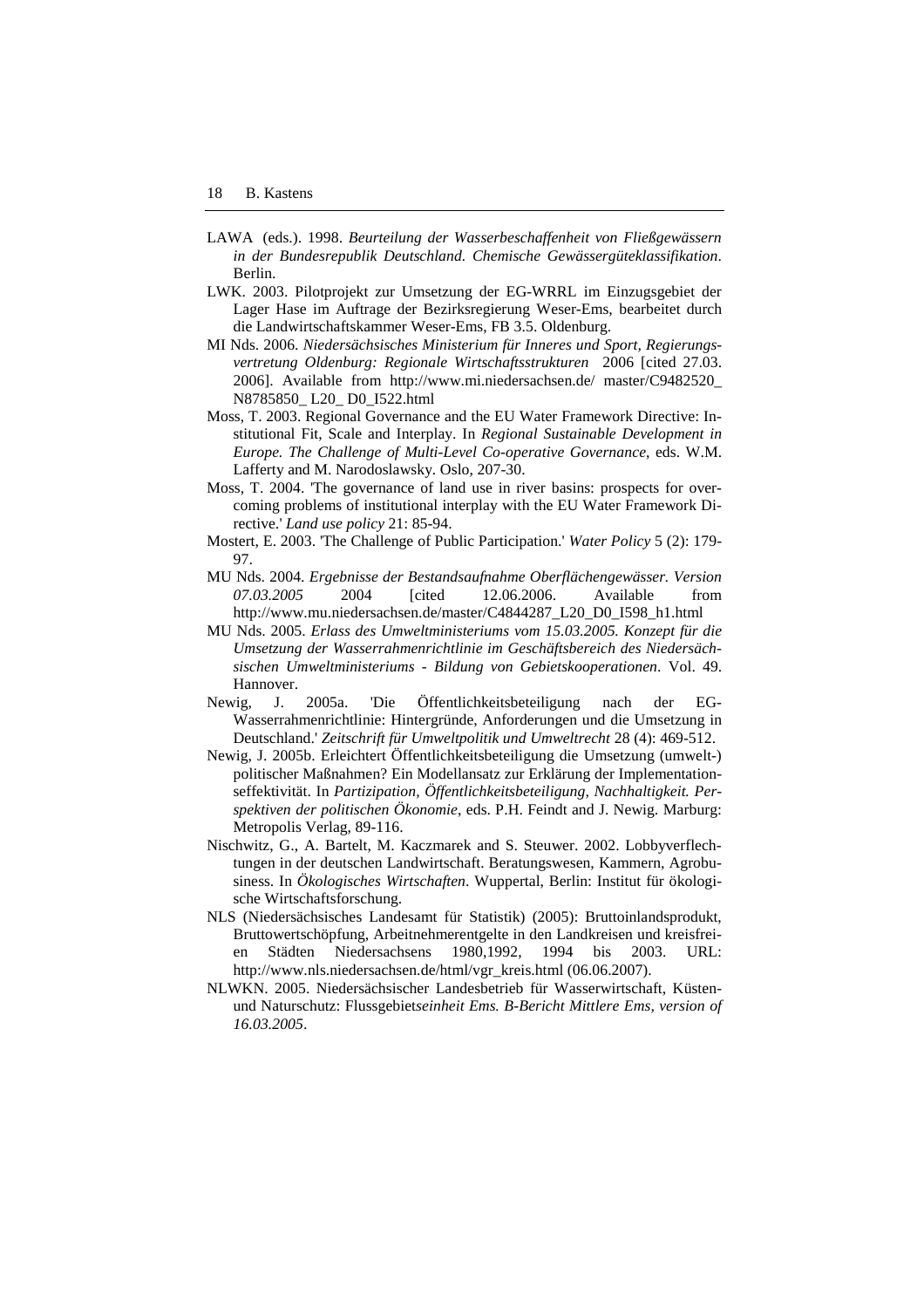LAWA (eds.). 1998. *Beurteilung der Wasserbeschaffenheit von Fließgewässern in der Bundesrepublik Deutschland. Chemische Gewässergüteklassifikation*. Berlin.

LWK. 2003. Pilotprojekt zur Umsetzung der EG-WRRL im Einzugsgebiet der Lager Hase im Auftrage der Bezirksregierung Weser-Ems, bearbeitet durch die Landwirtschaftskammer Weser-Ems, FB 3.5. Oldenburg.

MI Nds. 2006. *Niedersächsisches Ministerium für Inneres und Sport, Regierungsvertretung Oldenburg: Regionale Wirtschaftsstrukturen* 2006 [cited 27.03. 2006]. Available from http://www.mi.niedersachsen.de/ master/C9482520_ N8785850_ L20_ D0_I522.html

Moss, T. 2003. Regional Governance and the EU Water Framework Directive: Institutional Fit, Scale and Interplay. In *Regional Sustainable Development in Europe. The Challenge of Multi-Level Co-operative Governance*, eds. W.M. Lafferty and M. Narodoslawsky. Oslo, 207-30.

Moss, T. 2004. 'The governance of land use in river basins: prospects for overcoming problems of institutional interplay with the EU Water Framework Directive.' *Land use policy* 21: 85-94.

Mostert, E. 2003. 'The Challenge of Public Participation.' *Water Policy* 5 (2): 179-97.

MU Nds. 2004. *Ergebnisse der Bestandsaufnahme Oberflächengewässer. Version 07.03.2005* 2004 [cited 12.06.2006. Available from http://www.mu.niedersachsen.de/master/C4844287_L20_D0_I598_h1.html

MU Nds. 2005. *Erlass des Umweltministeriums vom 15.03.2005. Konzept für die Umsetzung der Wasserrahmenrichtlinie im Geschäftsbereich des Niedersächsischen Umweltministeriums - Bildung von Gebietskooperationen*. Vol. 49. Hannover.

Newig, J. 2005a. 'Die Öffentlichkeitsbeteiligung nach der EG-Wasserrahmenrichtlinie: Hintergründe, Anforderungen und die Umsetzung in Deutschland.' *Zeitschrift für Umweltpolitik und Umweltrecht* 28 (4): 469-512.

Newig, J. 2005b. Erleichtert Öffentlichkeitsbeteiligung die Umsetzung (umwelt-) politischer Maßnahmen? Ein Modellansatz zur Erklärung der Implementationseffektivität. In *Partizipation, Öffentlichkeitsbeteiligung, Nachhaltigkeit. Perspektiven der politischen Ökonomie*, eds. P.H. Feindt and J. Newig. Marburg: Metropolis Verlag, 89-116.

Nischwitz, G., A. Bartelt, M. Kaczmarek and S. Steuwer. 2002. Lobbyverflechtungen in der deutschen Landwirtschaft. Beratungswesen, Kammern, Agrobusiness. In *Ökologisches Wirtschaften*. Wuppertal, Berlin: Institut für ökologische Wirtschaftsforschung.

NLS (Niedersächsisches Landesamt für Statistik) (2005): Bruttoinlandsprodukt, Bruttowertschöpfung, Arbeitnehmerentgelte in den Landkreisen und kreisfreien Städten Niedersachsens 1980,1992, 1994 bis 2003. URL: http://www.nls.niedersachsen.de/html/vgr_kreis.html (06.06.2007).

NLWKN. 2005. Niedersächsischer Landesbetrieb für Wasserwirtschaft, Küsten- und Naturschutz: Flussgebiet*seinheit Ems. B-Bericht Mittlere Ems, version of 16.03.2005*.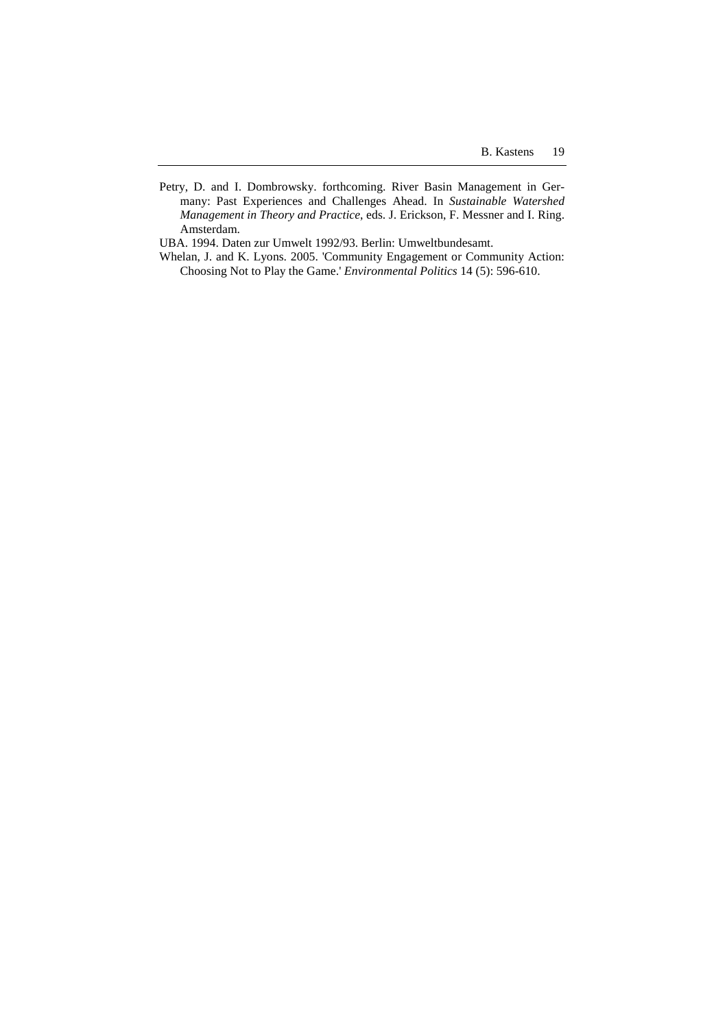Petry, D. and I. Dombrowsky. forthcoming. River Basin Management in Germany: Past Experiences and Challenges Ahead. In *Sustainable Watershed Management in Theory and Practice*, eds. J. Erickson, F. Messner and I. Ring. Amsterdam.

UBA. 1994. Daten zur Umwelt 1992/93. Berlin: Umweltbundesamt.

Whelan, J. and K. Lyons. 2005. 'Community Engagement or Community Action: Choosing Not to Play the Game.' *Environmental Politics* 14 (5): 596-610.